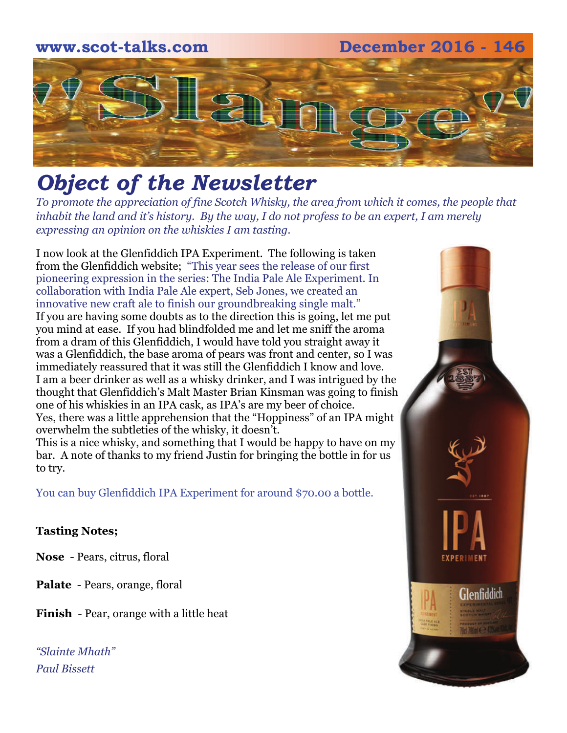www.scot-talks.com December 2016 - 146

# "Slange"

## *Object of the Newsletter*

*To promote the appreciation of fine Scotch Whisky, the area from which it comes, the people that inhabit the land and it's history. By the way, I do not profess to be an expert, I am merely expressing an opinion on the whiskies I am tasting.*

I now look at the Glenfiddich IPA Experiment. The following is taken from the Glenfiddich website; "This year sees the release of our first pioneering expression in the series: The India Pale Ale Experiment. In collaboration with India Pale Ale expert, Seb Jones, we created an innovative new craft ale to finish our groundbreaking single malt."
If you are having some doubts as to the direction this is going, let me put you mind at ease. If you had blindfolded me and let me sniff the aroma from a dram of this Glenfiddich, I would have told you straight away it was a Glenfiddich, the base aroma of pears was front and center, so I was immediately reassured that it was still the Glenfiddich I know and love.
I am a beer drinker as well as a whisky drinker, and I was intrigued by the thought that Glenfiddich's Malt Master Brian Kinsman was going to finish one of his whiskies in an IPA cask, as IPA's are my beer of choice.
Yes, there was a little apprehension that the "Hoppiness" of an IPA might overwhelm the subtleties of the whisky, it doesn't.
This is a nice whisky, and something that I would be happy to have on my bar. A note of thanks to my friend Justin for bringing the bottle in for us to try.

You can buy Glenfiddich IPA Experiment for around $70.00 a bottle.

**Tasting Notes;**

**Nose** - Pears, citrus, floral

**Palate** - Pears, orange, floral

**Finish** - Pear, orange with a little heat

*"Slainte Mhath"*
*Paul Bissett*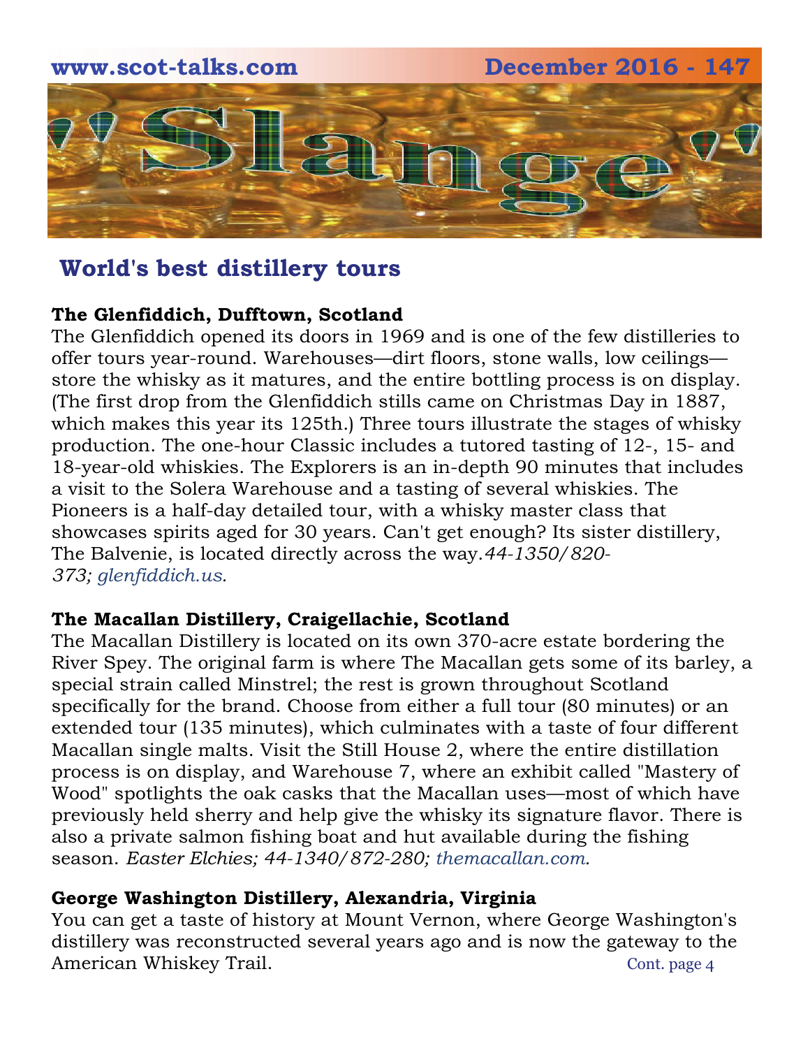## World's best distillery tours

**The Glenfiddich, Dufftown, Scotland**

The Glenfiddich opened its doors in 1969 and is one of the few distilleries to offer tours year-round. Warehouses—dirt floors, stone walls, low ceilings—store the whisky as it matures, and the entire bottling process is on display. (The first drop from the Glenfiddich stills came on Christmas Day in 1887, which makes this year its 125th.) Three tours illustrate the stages of whisky production. The one-hour Classic includes a tutored tasting of 12-, 15- and 18-year-old whiskies. The Explorers is an in-depth 90 minutes that includes a visit to the Solera Warehouse and a tasting of several whiskies. The Pioneers is a half-day detailed tour, with a whisky master class that showcases spirits aged for 30 years. Can't get enough? Its sister distillery, The Balvenie, is located directly across the way. *44-1350/820-373; glenfiddich.us.*

**The Macallan Distillery, Craigellachie, Scotland**

The Macallan Distillery is located on its own 370-acre estate bordering the River Spey. The original farm is where The Macallan gets some of its barley, a special strain called Minstrel; the rest is grown throughout Scotland specifically for the brand. Choose from either a full tour (80 minutes) or an extended tour (135 minutes), which culminates with a taste of four different Macallan single malts. Visit the Still House 2, where the entire distillation process is on display, and Warehouse 7, where an exhibit called "Mastery of Wood" spotlights the oak casks that the Macallan uses—most of which have previously held sherry and help give the whisky its signature flavor. There is also a private salmon fishing boat and hut available during the fishing season. *Easter Elchies; 44-1340/872-280; themacallan.com.*

**George Washington Distillery, Alexandria, Virginia**

You can get a taste of history at Mount Vernon, where George Washington's distillery was reconstructed several years ago and is now the gateway to the American Whiskey Trail. Cont. page 4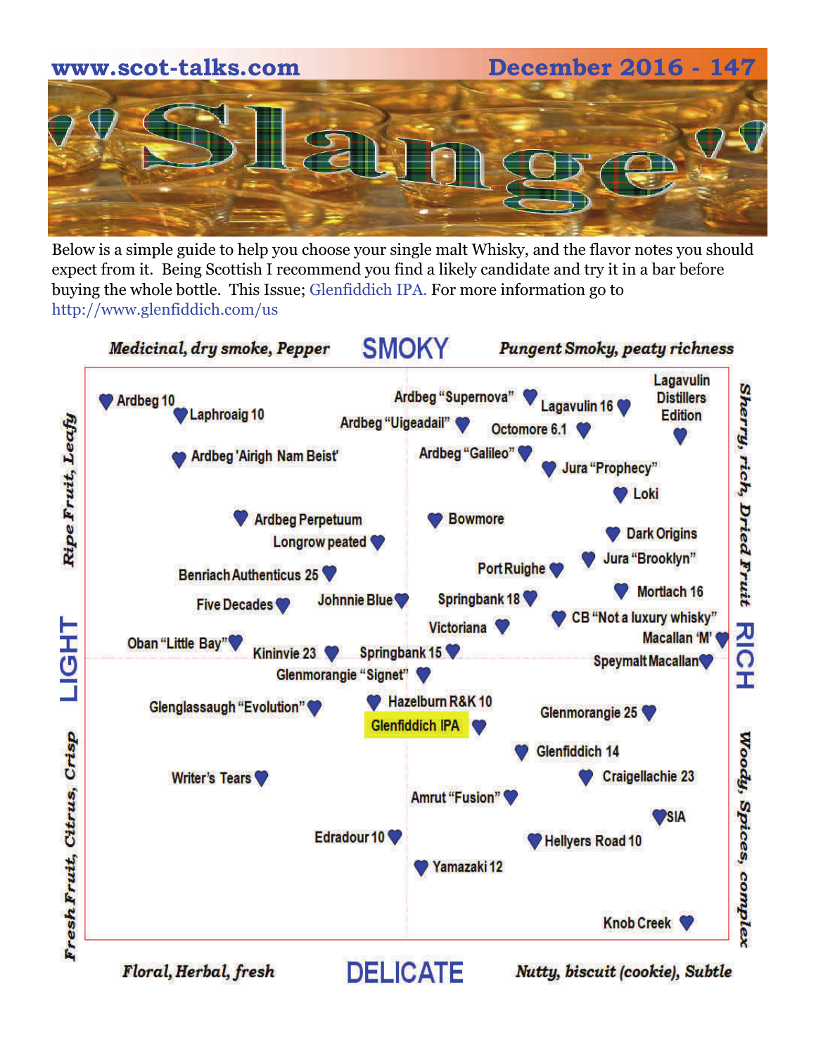# 'Slange'

Below is a simple guide to help you choose your single malt Whisky, and the flavor notes you should expect from it. Being Scottish I recommend you find a likely candidate and try it in a bar before buying the whole bottle. This Issue; Glenfiddich IPA. For more information go to http://www.glenfiddich.com/us

**SMOKY**

*Medicinal, dry smoke, Pepper* — *Pungent Smoky, peaty richness*

**LIGHT** — *Ripe Fruit, Leafy* / *Fresh Fruit, Citrus, Crisp*

**RICH** — *Sherry, rich, Dried Fruit* / *Woody, Spices, complex*

**DELICATE**

*Floral, Herbal, fresh* — *Nutty, biscuit (cookie), Subtle*

- Ardbeg 10
- Laphroaig 10
- Ardbeg 'Airigh Nam Beist'
- Ardbeg "Supernova"
- Ardbeg "Uigeadail"
- Lagavulin 16
- Lagavulin Distillers Edition
- Octomore 6.1
- Ardbeg "Galileo"
- Jura "Prophecy"
- Loki
- Ardbeg Perpetuum
- Longrow peated
- Bowmore
- Dark Origins
- Jura "Brooklyn"
- Port Ruighe
- Benriach Authenticus 25
- Mortlach 16
- Five Decades
- Johnnie Blue
- Springbank 18
- CB "Not a luxury whisky"
- Victoriana
- Oban "Little Bay"
- Macallan 'M'
- Kininvie 23
- Springbank 15
- Speymalt Macallan
- Glenmorangie "Signet"
- Glenglassaugh "Evolution"
- Hazelburn R&K 10
- Glenfiddich IPA
- Glenmorangie 25
- Glenfiddich 14
- Writer's Tears
- Craigellachie 23
- Amrut "Fusion"
- SIA
- Edradour 10
- Hellyers Road 10
- Yamazaki 12
- Knob Creek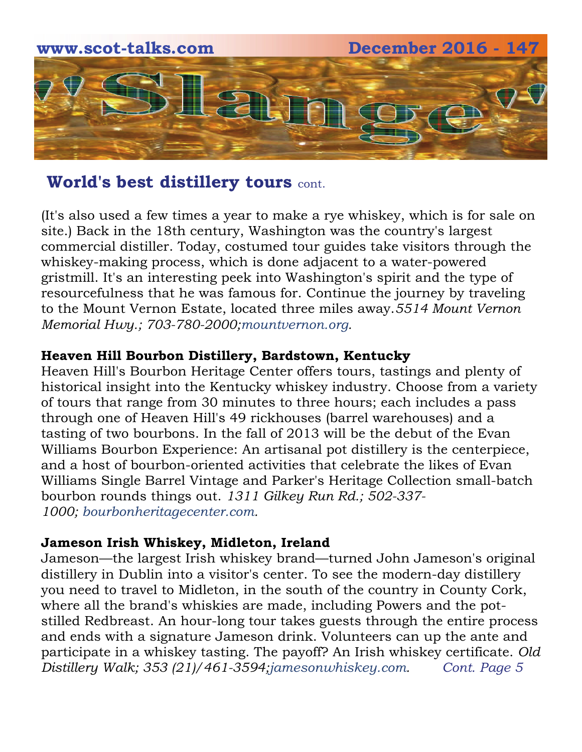## World's best distillery tours cont.

(It's also used a few times a year to make a rye whiskey, which is for sale on site.) Back in the 18th century, Washington was the country's largest commercial distiller. Today, costumed tour guides take visitors through the whiskey-making process, which is done adjacent to a water-powered gristmill. It's an interesting peek into Washington's spirit and the type of resourcefulness that he was famous for. Continue the journey by traveling to the Mount Vernon Estate, located three miles away.*5514 Mount Vernon Memorial Hwy.; 703-780-2000;mountvernon.org.*

**Heaven Hill Bourbon Distillery, Bardstown, Kentucky**
Heaven Hill's Bourbon Heritage Center offers tours, tastings and plenty of historical insight into the Kentucky whiskey industry. Choose from a variety of tours that range from 30 minutes to three hours; each includes a pass through one of Heaven Hill's 49 rickhouses (barrel warehouses) and a tasting of two bourbons. In the fall of 2013 will be the debut of the Evan Williams Bourbon Experience: An artisanal pot distillery is the centerpiece, and a host of bourbon-oriented activities that celebrate the likes of Evan Williams Single Barrel Vintage and Parker's Heritage Collection small-batch bourbon rounds things out. *1311 Gilkey Run Rd.; 502-337-1000; bourbonheritagecenter.com.*

**Jameson Irish Whiskey, Midleton, Ireland**
Jameson—the largest Irish whiskey brand—turned John Jameson's original distillery in Dublin into a visitor's center. To see the modern-day distillery you need to travel to Midleton, in the south of the country in County Cork, where all the brand's whiskies are made, including Powers and the pot-stilled Redbreast. An hour-long tour takes guests through the entire process and ends with a signature Jameson drink. Volunteers can up the ante and participate in a whiskey tasting. The payoff? An Irish whiskey certificate. *Old Distillery Walk; 353 (21)/461-3594;jamesonwhiskey.com.* *Cont. Page 5*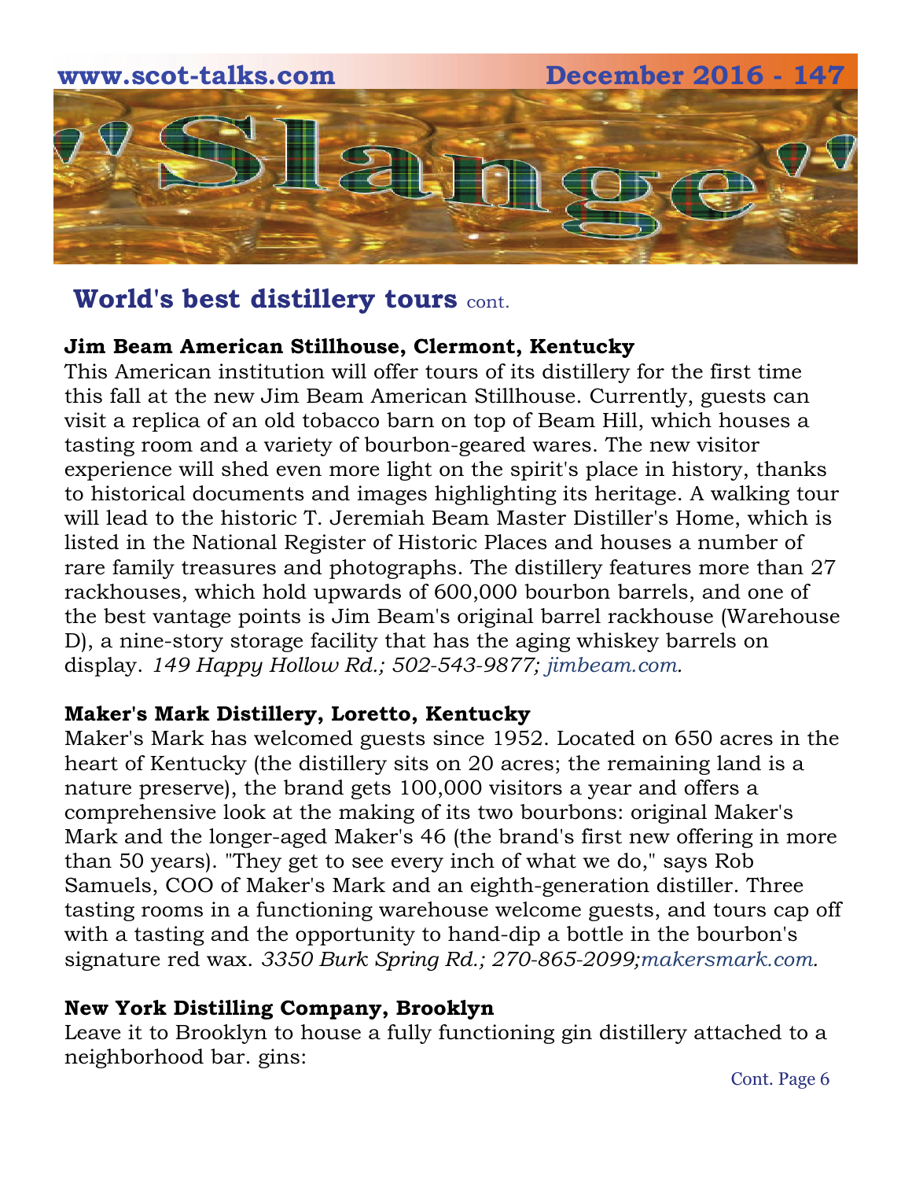## World's best distillery tours cont.

**Jim Beam American Stillhouse, Clermont, Kentucky**

This American institution will offer tours of its distillery for the first time this fall at the new Jim Beam American Stillhouse. Currently, guests can visit a replica of an old tobacco barn on top of Beam Hill, which houses a tasting room and a variety of bourbon-geared wares. The new visitor experience will shed even more light on the spirit's place in history, thanks to historical documents and images highlighting its heritage. A walking tour will lead to the historic T. Jeremiah Beam Master Distiller's Home, which is listed in the National Register of Historic Places and houses a number of rare family treasures and photographs. The distillery features more than 27 rackhouses, which hold upwards of 600,000 bourbon barrels, and one of the best vantage points is Jim Beam's original barrel rackhouse (Warehouse D), a nine-story storage facility that has the aging whiskey barrels on display. *149 Happy Hollow Rd.; 502-543-9877; jimbeam.com.*

**Maker's Mark Distillery, Loretto, Kentucky**

Maker's Mark has welcomed guests since 1952. Located on 650 acres in the heart of Kentucky (the distillery sits on 20 acres; the remaining land is a nature preserve), the brand gets 100,000 visitors a year and offers a comprehensive look at the making of its two bourbons: original Maker's Mark and the longer-aged Maker's 46 (the brand's first new offering in more than 50 years). "They get to see every inch of what we do," says Rob Samuels, COO of Maker's Mark and an eighth-generation distiller. Three tasting rooms in a functioning warehouse welcome guests, and tours cap off with a tasting and the opportunity to hand-dip a bottle in the bourbon's signature red wax. *3350 Burk Spring Rd.; 270-865-2099;makersmark.com.*

**New York Distilling Company, Brooklyn**

Leave it to Brooklyn to house a fully functioning gin distillery attached to a neighborhood bar. gins:

Cont. Page 6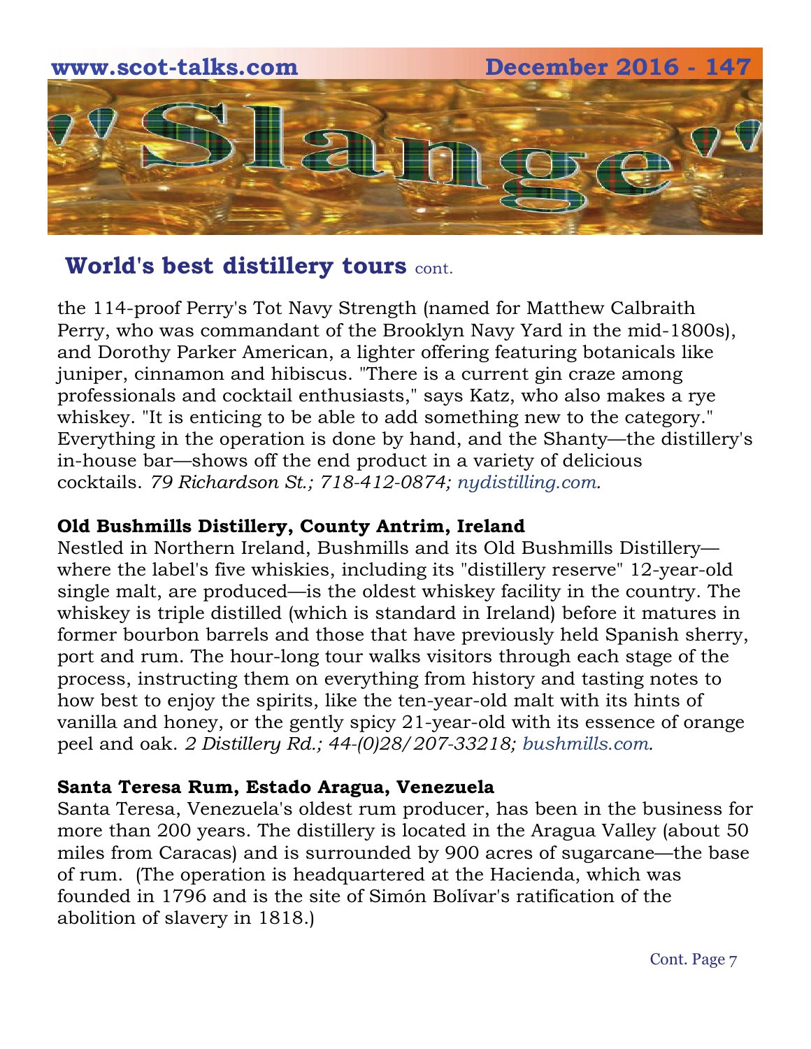## World's best distillery tours cont.

the 114-proof Perry's Tot Navy Strength (named for Matthew Calbraith Perry, who was commandant of the Brooklyn Navy Yard in the mid-1800s), and Dorothy Parker American, a lighter offering featuring botanicals like juniper, cinnamon and hibiscus. "There is a current gin craze among professionals and cocktail enthusiasts," says Katz, who also makes a rye whiskey. "It is enticing to be able to add something new to the category." Everything in the operation is done by hand, and the Shanty—the distillery's in-house bar—shows off the end product in a variety of delicious cocktails. *79 Richardson St.; 718-412-0874; nydistilling.com.*

**Old Bushmills Distillery, County Antrim, Ireland**

Nestled in Northern Ireland, Bushmills and its Old Bushmills Distillery—where the label's five whiskies, including its "distillery reserve" 12-year-old single malt, are produced—is the oldest whiskey facility in the country. The whiskey is triple distilled (which is standard in Ireland) before it matures in former bourbon barrels and those that have previously held Spanish sherry, port and rum. The hour-long tour walks visitors through each stage of the process, instructing them on everything from history and tasting notes to how best to enjoy the spirits, like the ten-year-old malt with its hints of vanilla and honey, or the gently spicy 21-year-old with its essence of orange peel and oak. *2 Distillery Rd.; 44-(0)28/207-33218; bushmills.com.*

**Santa Teresa Rum, Estado Aragua, Venezuela**

Santa Teresa, Venezuela's oldest rum producer, has been in the business for more than 200 years. The distillery is located in the Aragua Valley (about 50 miles from Caracas) and is surrounded by 900 acres of sugarcane—the base of rum. (The operation is headquartered at the Hacienda, which was founded in 1796 and is the site of Simón Bolívar's ratification of the abolition of slavery in 1818.)

Cont. Page 7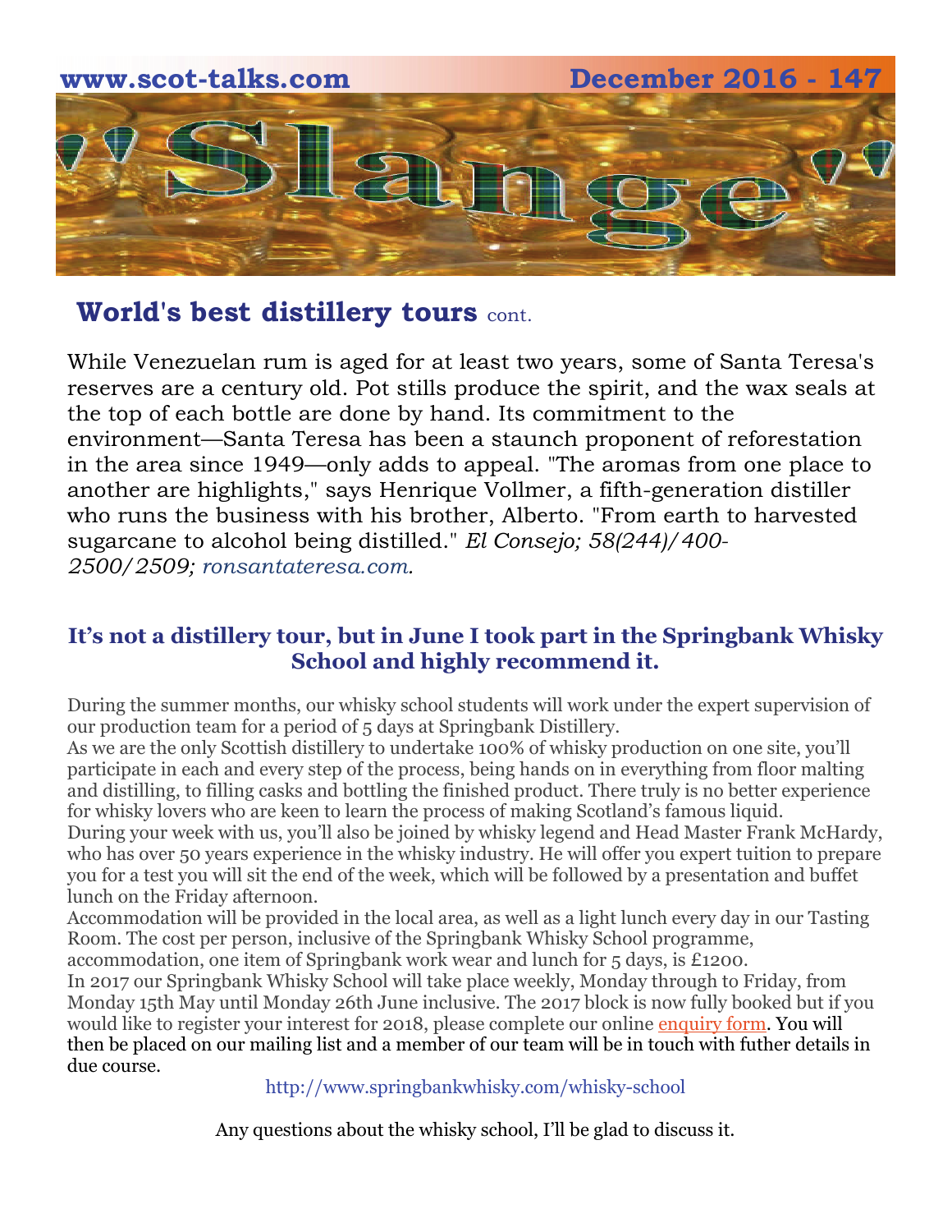## World's best distillery tours cont.

While Venezuelan rum is aged for at least two years, some of Santa Teresa's reserves are a century old. Pot stills produce the spirit, and the wax seals at the top of each bottle are done by hand. Its commitment to the environment—Santa Teresa has been a staunch proponent of reforestation in the area since 1949—only adds to appeal. "The aromas from one place to another are highlights," says Henrique Vollmer, a fifth-generation distiller who runs the business with his brother, Alberto. "From earth to harvested sugarcane to alcohol being distilled." *El Consejo; 58(244)/400-2500/2509; ronsantateresa.com.*

### It's not a distillery tour, but in June I took part in the Springbank Whisky School and highly recommend it.

During the summer months, our whisky school students will work under the expert supervision of our production team for a period of 5 days at Springbank Distillery.

As we are the only Scottish distillery to undertake 100% of whisky production on one site, you'll participate in each and every step of the process, being hands on in everything from floor malting and distilling, to filling casks and bottling the finished product. There truly is no better experience for whisky lovers who are keen to learn the process of making Scotland's famous liquid.

During your week with us, you'll also be joined by whisky legend and Head Master Frank McHardy, who has over 50 years experience in the whisky industry. He will offer you expert tuition to prepare you for a test you will sit the end of the week, which will be followed by a presentation and buffet lunch on the Friday afternoon.

Accommodation will be provided in the local area, as well as a light lunch every day in our Tasting Room. The cost per person, inclusive of the Springbank Whisky School programme, accommodation, one item of Springbank work wear and lunch for 5 days, is £1200.

In 2017 our Springbank Whisky School will take place weekly, Monday through to Friday, from Monday 15th May until Monday 26th June inclusive. The 2017 block is now fully booked but if you would like to register your interest for 2018, please complete our online enquiry form. You will then be placed on our mailing list and a member of our team will be in touch with futher details in due course.

http://www.springbankwhisky.com/whisky-school

Any questions about the whisky school, I'll be glad to discuss it.